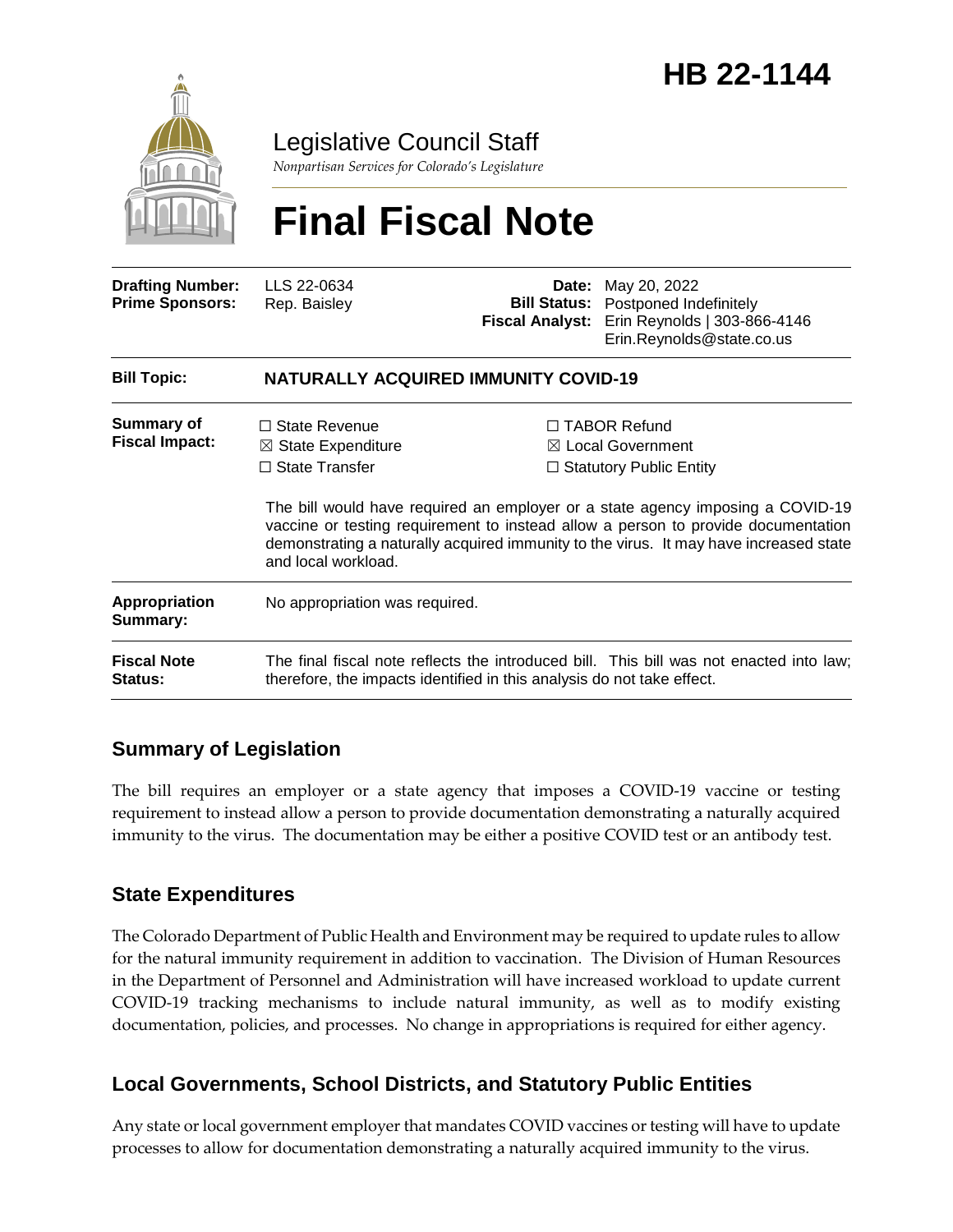# HB 22-1144

Legislative Council Staff

*Nonpartisan Services for Colorado's Legislature*

# Final Fiscal Note

| | | | |
|---|---|---|---|
| **Drafting Number:** | LLS 22-0634 | **Date:** | May 20, 2022 |
| **Prime Sponsors:** | Rep. Baisley | **Bill Status:** | Postponed Indefinitely |
| | | **Fiscal Analyst:** | Erin Reynolds \| 303-866-4146 Erin.Reynolds@state.co.us |

| | |
|---|---|
| **Bill Topic:** | **NATURALLY ACQUIRED IMMUNITY COVID-19** |
| **Summary of Fiscal Impact:** | ☐ State Revenue ☒ State Expenditure ☐ State Transfer ☐ TABOR Refund ☒ Local Government ☐ Statutory Public Entity<br><br>The bill would have required an employer or a state agency imposing a COVID-19 vaccine or testing requirement to instead allow a person to provide documentation demonstrating a naturally acquired immunity to the virus. It may have increased state and local workload. |
| **Appropriation Summary:** | No appropriation was required. |
| **Fiscal Note Status:** | The final fiscal note reflects the introduced bill. This bill was not enacted into law; therefore, the impacts identified in this analysis do not take effect. |

## Summary of Legislation

The bill requires an employer or a state agency that imposes a COVID-19 vaccine or testing requirement to instead allow a person to provide documentation demonstrating a naturally acquired immunity to the virus. The documentation may be either a positive COVID test or an antibody test.

## State Expenditures

The Colorado Department of Public Health and Environment may be required to update rules to allow for the natural immunity requirement in addition to vaccination. The Division of Human Resources in the Department of Personnel and Administration will have increased workload to update current COVID-19 tracking mechanisms to include natural immunity, as well as to modify existing documentation, policies, and processes. No change in appropriations is required for either agency.

## Local Governments, School Districts, and Statutory Public Entities

Any state or local government employer that mandates COVID vaccines or testing will have to update processes to allow for documentation demonstrating a naturally acquired immunity to the virus.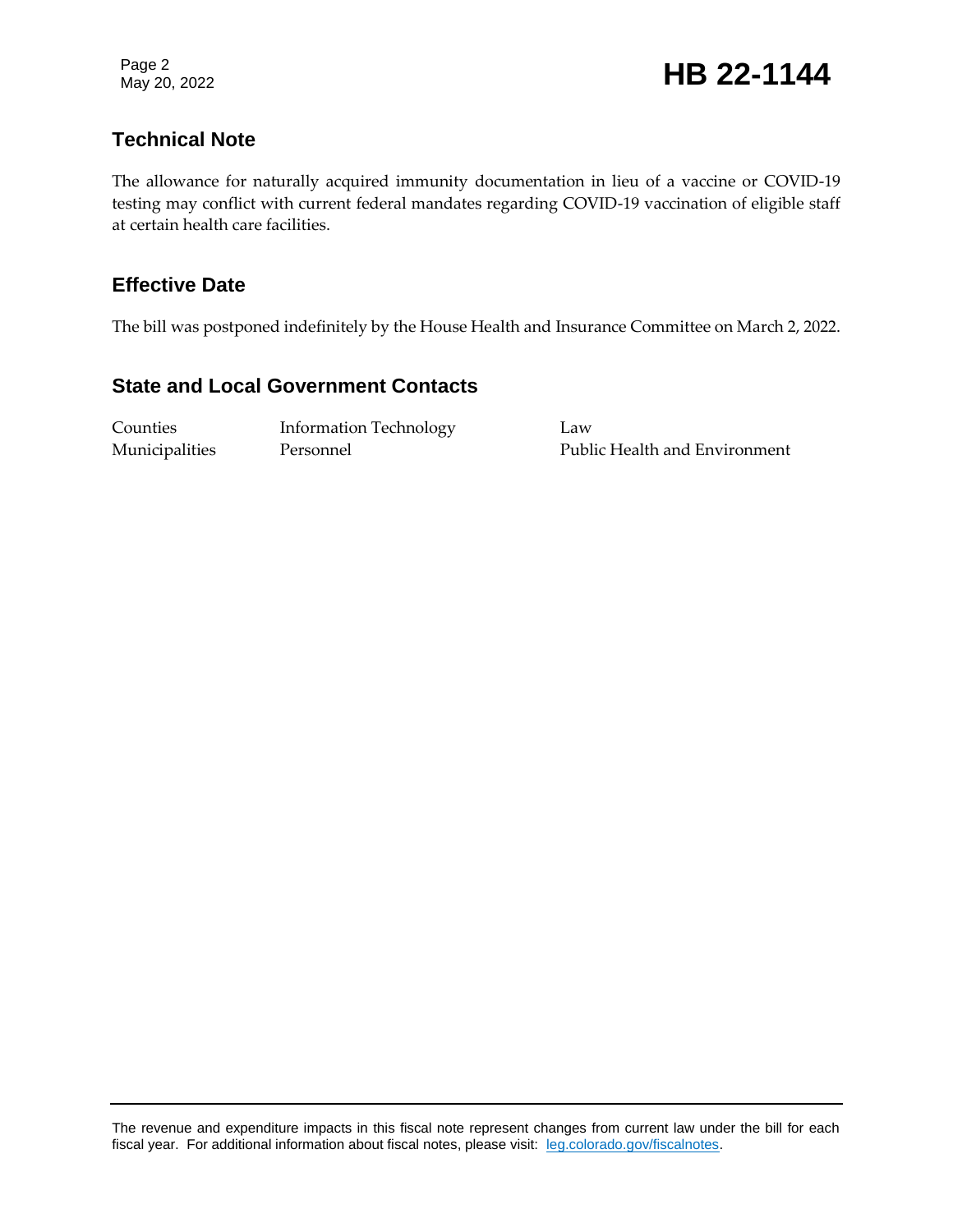## Technical Note

The allowance for naturally acquired immunity documentation in lieu of a vaccine or COVID-19 testing may conflict with current federal mandates regarding COVID-19 vaccination of eligible staff at certain health care facilities.

## Effective Date

The bill was postponed indefinitely by the House Health and Insurance Committee on March 2, 2022.

## State and Local Government Contacts

| | | |
|---|---|---|
| Counties | Information Technology | Law |
| Municipalities | Personnel | Public Health and Environment |

The revenue and expenditure impacts in this fiscal note represent changes from current law under the bill for each fiscal year. For additional information about fiscal notes, please visit: leg.colorado.gov/fiscalnotes.